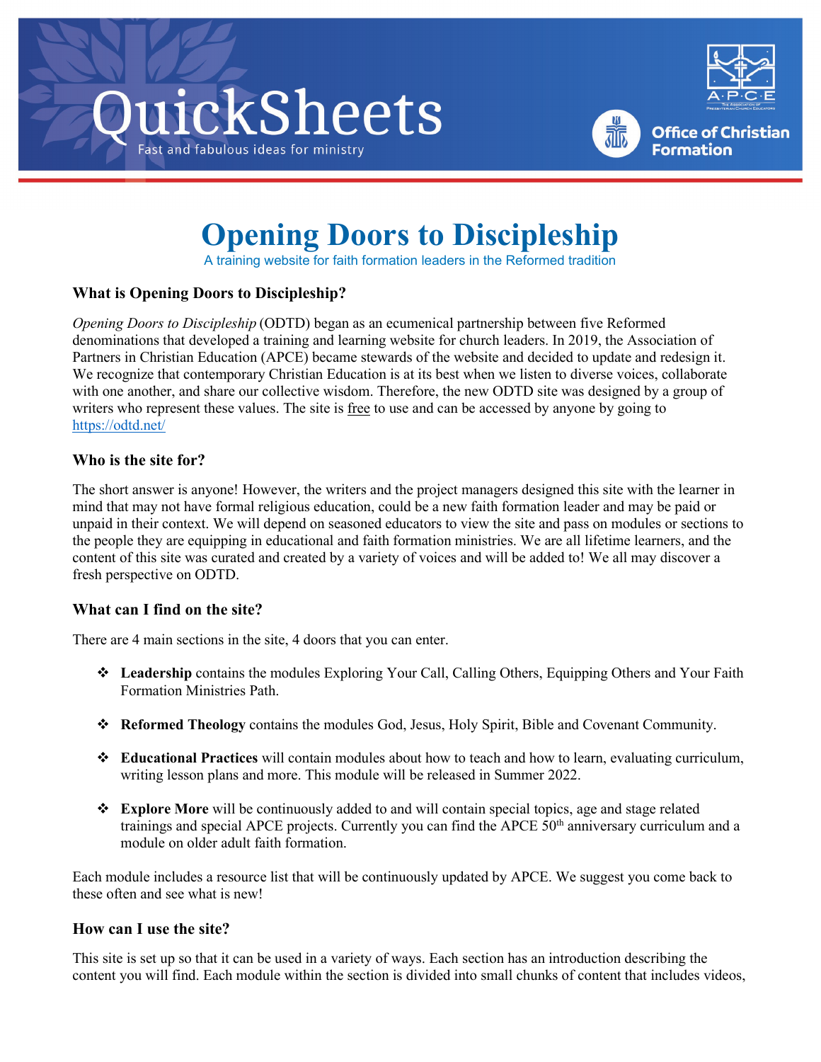# QuickSheets

Fast and fabulous ideas for ministry

Office of Christian Formation

# Opening Doors to Discipleship

A training website for faith formation leaders in the Reformed tradition

### What is Opening Doors to Discipleship?

*Opening Doors to Discipleship* (ODTD) began as an ecumenical partnership between five Reformed denominations that developed a training and learning website for church leaders. In 2019, the Association of Partners in Christian Education (APCE) became stewards of the website and decided to update and redesign it. We recognize that contemporary Christian Education is at its best when we listen to diverse voices, collaborate with one another, and share our collective wisdom. Therefore, the new ODTD site was designed by a group of writers who represent these values. The site is free to use and can be accessed by anyone by going to https://odtd.net/

### Who is the site for?

The short answer is anyone! However, the writers and the project managers designed this site with the learner in mind that may not have formal religious education, could be a new faith formation leader and may be paid or unpaid in their context. We will depend on seasoned educators to view the site and pass on modules or sections to the people they are equipping in educational and faith formation ministries. We are all lifetime learners, and the content of this site was curated and created by a variety of voices and will be added to! We all may discover a fresh perspective on ODTD.

### What can I find on the site?

There are 4 main sections in the site, 4 doors that you can enter.

- **Leadership** contains the modules Exploring Your Call, Calling Others, Equipping Others and Your Faith Formation Ministries Path.
- **Reformed Theology** contains the modules God, Jesus, Holy Spirit, Bible and Covenant Community.
- **Educational Practices** will contain modules about how to teach and how to learn, evaluating curriculum, writing lesson plans and more. This module will be released in Summer 2022.
- **Explore More** will be continuously added to and will contain special topics, age and stage related trainings and special APCE projects. Currently you can find the APCE 50th anniversary curriculum and a module on older adult faith formation.

Each module includes a resource list that will be continuously updated by APCE. We suggest you come back to these often and see what is new!

### How can I use the site?

This site is set up so that it can be used in a variety of ways. Each section has an introduction describing the content you will find. Each module within the section is divided into small chunks of content that includes videos,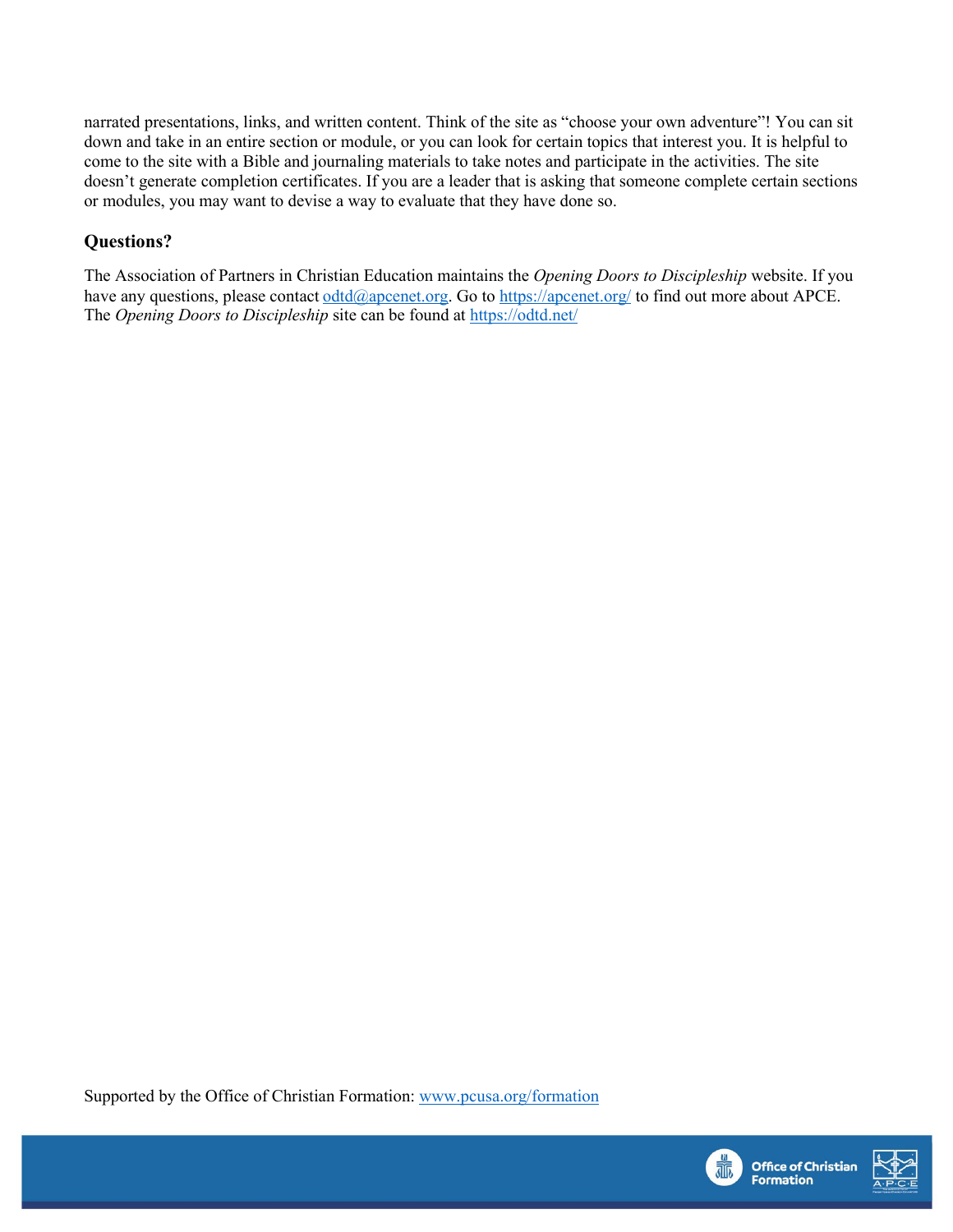narrated presentations, links, and written content. Think of the site as "choose your own adventure"! You can sit down and take in an entire section or module, or you can look for certain topics that interest you. It is helpful to come to the site with a Bible and journaling materials to take notes and participate in the activities. The site doesn't generate completion certificates. If you are a leader that is asking that someone complete certain sections or modules, you may want to devise a way to evaluate that they have done so.

## Questions?

The Association of Partners in Christian Education maintains the *Opening Doors to Discipleship* website. If you have any questions, please contact odtd@apcenet.org. Go to https://apcenet.org/ to find out more about APCE. The *Opening Doors to Discipleship* site can be found at https://odtd.net/

Supported by the Office of Christian Formation: www.pcusa.org/formation